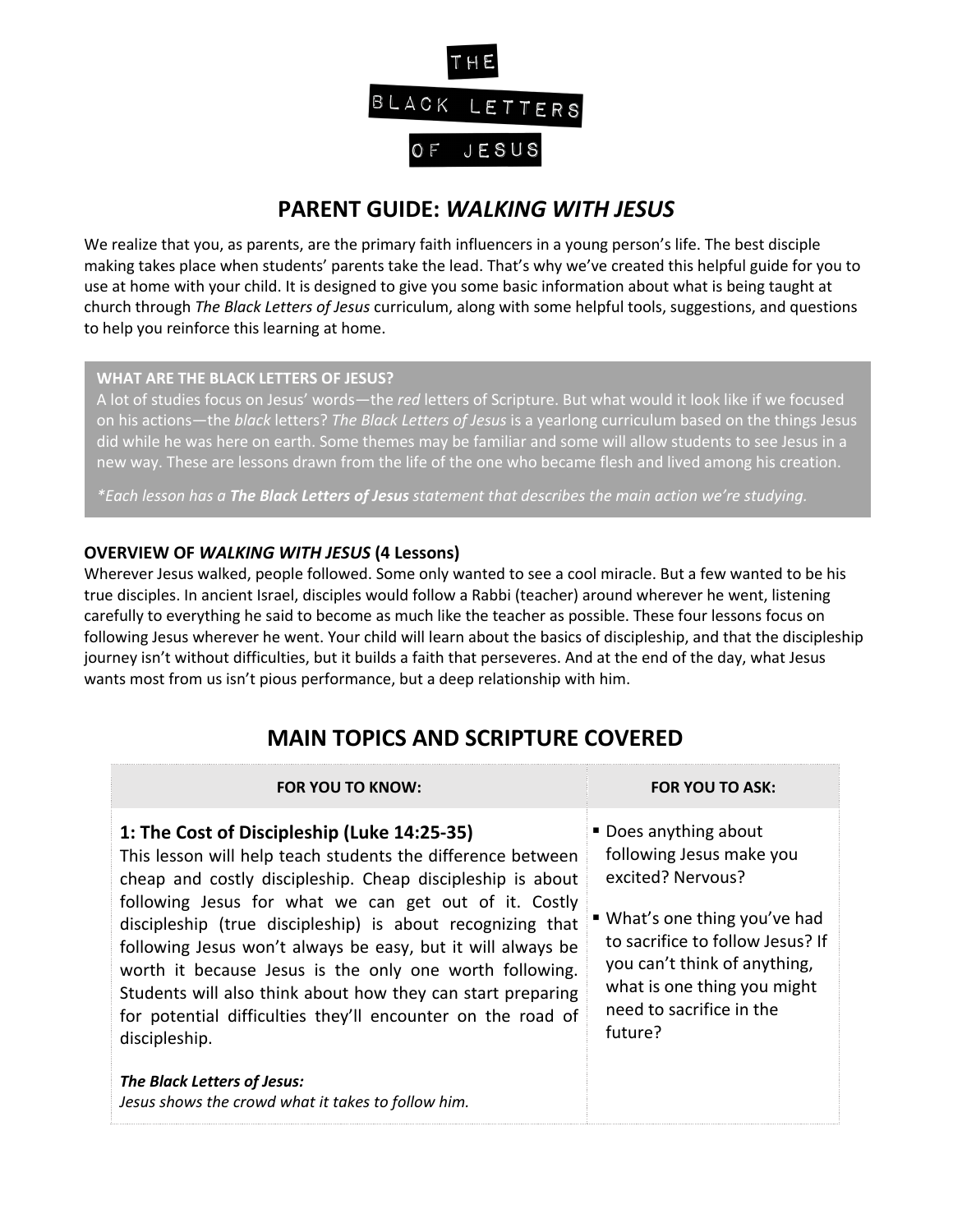# THE BLACK LETTERS OF JESUS

## PARENT GUIDE: *WALKING WITH JESUS*

We realize that you, as parents, are the primary faith influencers in a young person's life. The best disciple making takes place when students' parents take the lead. That's why we've created this helpful guide for you to use at home with your child. It is designed to give you some basic information about what is being taught at church through *The Black Letters of Jesus* curriculum, along with some helpful tools, suggestions, and questions to help you reinforce this learning at home.

**WHAT ARE THE BLACK LETTERS OF JESUS?**

A lot of studies focus on Jesus' words—the *red* letters of Scripture. But what would it look like if we focused on his actions—the *black* letters? *The Black Letters of Jesus* is a yearlong curriculum based on the things Jesus did while he was here on earth. Some themes may be familiar and some will allow students to see Jesus in a new way. These are lessons drawn from the life of the one who became flesh and lived among his creation.

*\*Each lesson has a **The Black Letters of Jesus** statement that describes the main action we're studying.*

### OVERVIEW OF *WALKING WITH JESUS* (4 Lessons)

Wherever Jesus walked, people followed. Some only wanted to see a cool miracle. But a few wanted to be his true disciples. In ancient Israel, disciples would follow a Rabbi (teacher) around wherever he went, listening carefully to everything he said to become as much like the teacher as possible. These four lessons focus on following Jesus wherever he went. Your child will learn about the basics of discipleship, and that the discipleship journey isn't without difficulties, but it builds a faith that perseveres. And at the end of the day, what Jesus wants most from us isn't pious performance, but a deep relationship with him.

## MAIN TOPICS AND SCRIPTURE COVERED

| FOR YOU TO KNOW: | FOR YOU TO ASK: |
| --- | --- |
| **1: The Cost of Discipleship (Luke 14:25-35)**<br>This lesson will help teach students the difference between cheap and costly discipleship. Cheap discipleship is about following Jesus for what we can get out of it. Costly discipleship (true discipleship) is about recognizing that following Jesus won't always be easy, but it will always be worth it because Jesus is the only one worth following. Students will also think about how they can start preparing for potential difficulties they'll encounter on the road of discipleship.<br><br>***The Black Letters of Jesus:***<br>*Jesus shows the crowd what it takes to follow him.* | ▪ Does anything about following Jesus make you excited? Nervous?<br><br>▪ What's one thing you've had to sacrifice to follow Jesus? If you can't think of anything, what is one thing you might need to sacrifice in the future? |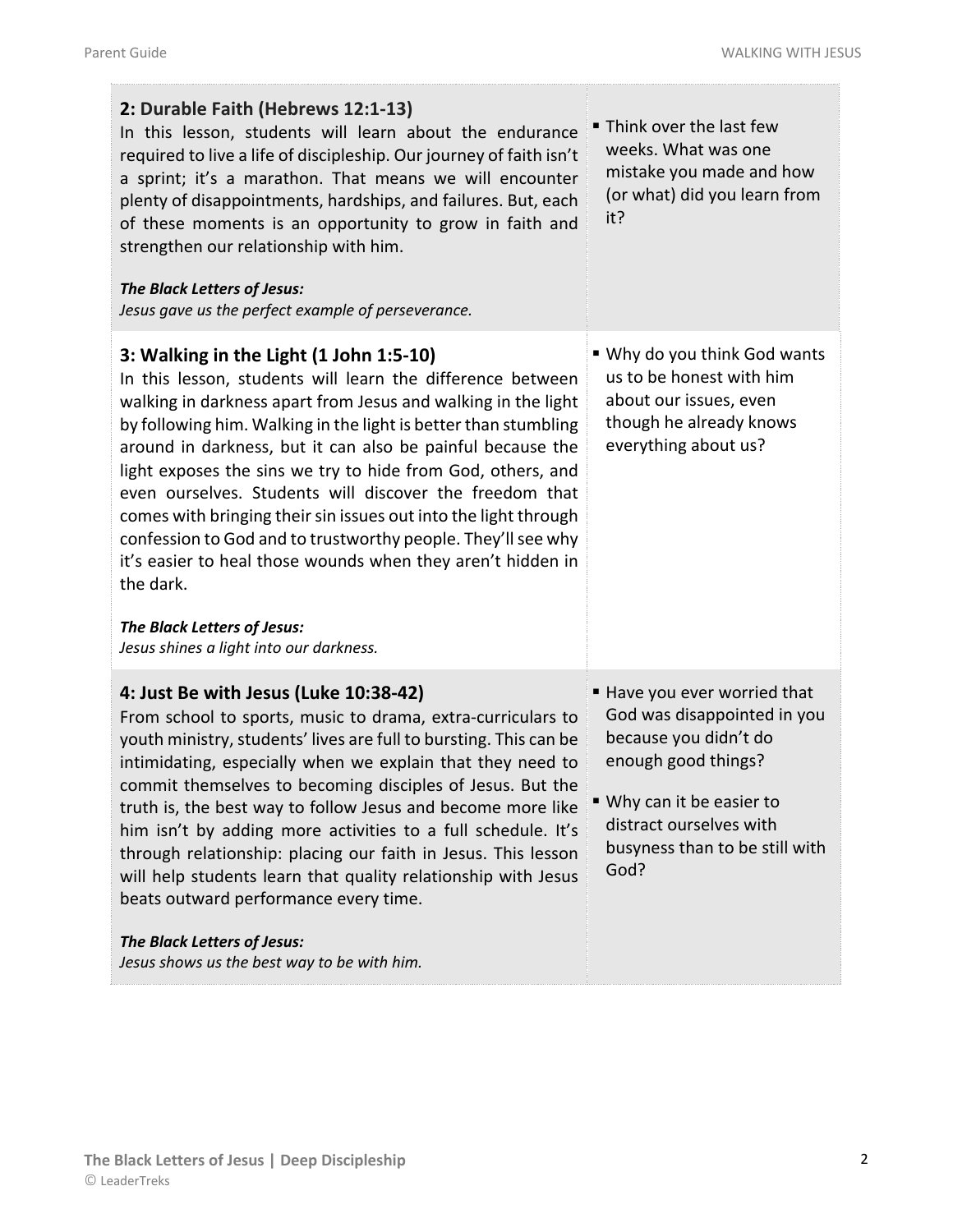| Lesson | Discussion Questions |
| --- | --- |
| **2: Durable Faith (Hebrews 12:1-13)**<br>In this lesson, students will learn about the endurance required to live a life of discipleship. Our journey of faith isn't a sprint; it's a marathon. That means we will encounter plenty of disappointments, hardships, and failures. But, each of these moments is an opportunity to grow in faith and strengthen our relationship with him.<br><br>***The Black Letters of Jesus:***<br>*Jesus gave us the perfect example of perseverance.* | ▪ Think over the last few weeks. What was one mistake you made and how (or what) did you learn from it? |
| **3: Walking in the Light (1 John 1:5-10)**<br>In this lesson, students will learn the difference between walking in darkness apart from Jesus and walking in the light by following him. Walking in the light is better than stumbling around in darkness, but it can also be painful because the light exposes the sins we try to hide from God, others, and even ourselves. Students will discover the freedom that comes with bringing their sin issues out into the light through confession to God and to trustworthy people. They'll see why it's easier to heal those wounds when they aren't hidden in the dark.<br><br>***The Black Letters of Jesus:***<br>*Jesus shines a light into our darkness.* | ▪ Why do you think God wants us to be honest with him about our issues, even though he already knows everything about us? |
| **4: Just Be with Jesus (Luke 10:38-42)**<br>From school to sports, music to drama, extra-curriculars to youth ministry, students' lives are full to bursting. This can be intimidating, especially when we explain that they need to commit themselves to becoming disciples of Jesus. But the truth is, the best way to follow Jesus and become more like him isn't by adding more activities to a full schedule. It's through relationship: placing our faith in Jesus. This lesson will help students learn that quality relationship with Jesus beats outward performance every time.<br><br>***The Black Letters of Jesus:***<br>*Jesus shows us the best way to be with him.* | ▪ Have you ever worried that God was disappointed in you because you didn't do enough good things?<br>▪ Why can it be easier to distract ourselves with busyness than to be still with God? |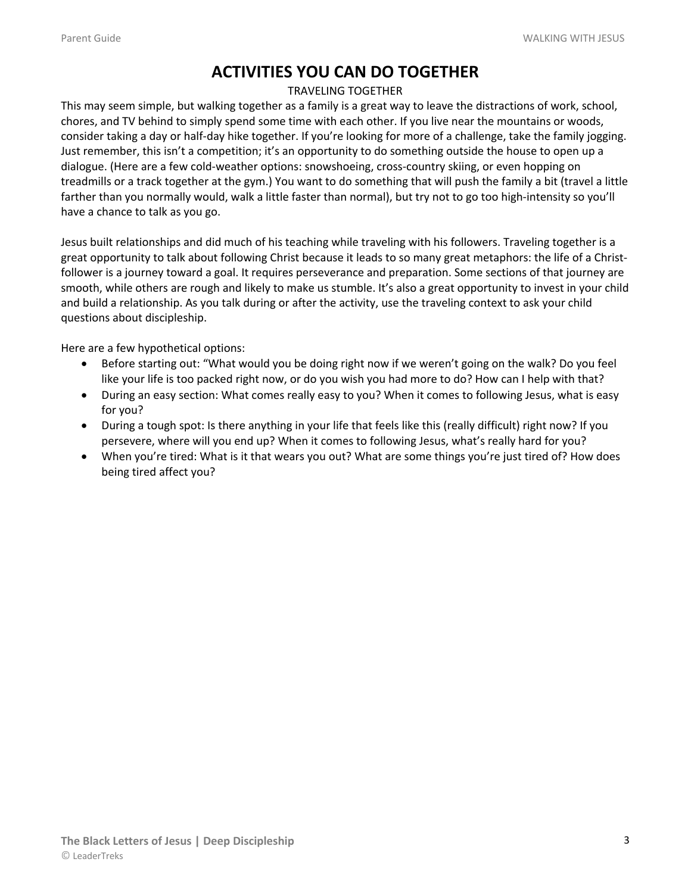# ACTIVITIES YOU CAN DO TOGETHER

## TRAVELING TOGETHER

This may seem simple, but walking together as a family is a great way to leave the distractions of work, school, chores, and TV behind to simply spend some time with each other. If you live near the mountains or woods, consider taking a day or half-day hike together. If you're looking for more of a challenge, take the family jogging. Just remember, this isn't a competition; it's an opportunity to do something outside the house to open up a dialogue. (Here are a few cold-weather options: snowshoeing, cross-country skiing, or even hopping on treadmills or a track together at the gym.) You want to do something that will push the family a bit (travel a little farther than you normally would, walk a little faster than normal), but try not to go too high-intensity so you'll have a chance to talk as you go.

Jesus built relationships and did much of his teaching while traveling with his followers. Traveling together is a great opportunity to talk about following Christ because it leads to so many great metaphors: the life of a Christ-follower is a journey toward a goal. It requires perseverance and preparation. Some sections of that journey are smooth, while others are rough and likely to make us stumble. It's also a great opportunity to invest in your child and build a relationship. As you talk during or after the activity, use the traveling context to ask your child questions about discipleship.

Here are a few hypothetical options:

- Before starting out: "What would you be doing right now if we weren't going on the walk? Do you feel like your life is too packed right now, or do you wish you had more to do? How can I help with that?
- During an easy section: What comes really easy to you? When it comes to following Jesus, what is easy for you?
- During a tough spot: Is there anything in your life that feels like this (really difficult) right now? If you persevere, where will you end up? When it comes to following Jesus, what's really hard for you?
- When you're tired: What is it that wears you out? What are some things you're just tired of? How does being tired affect you?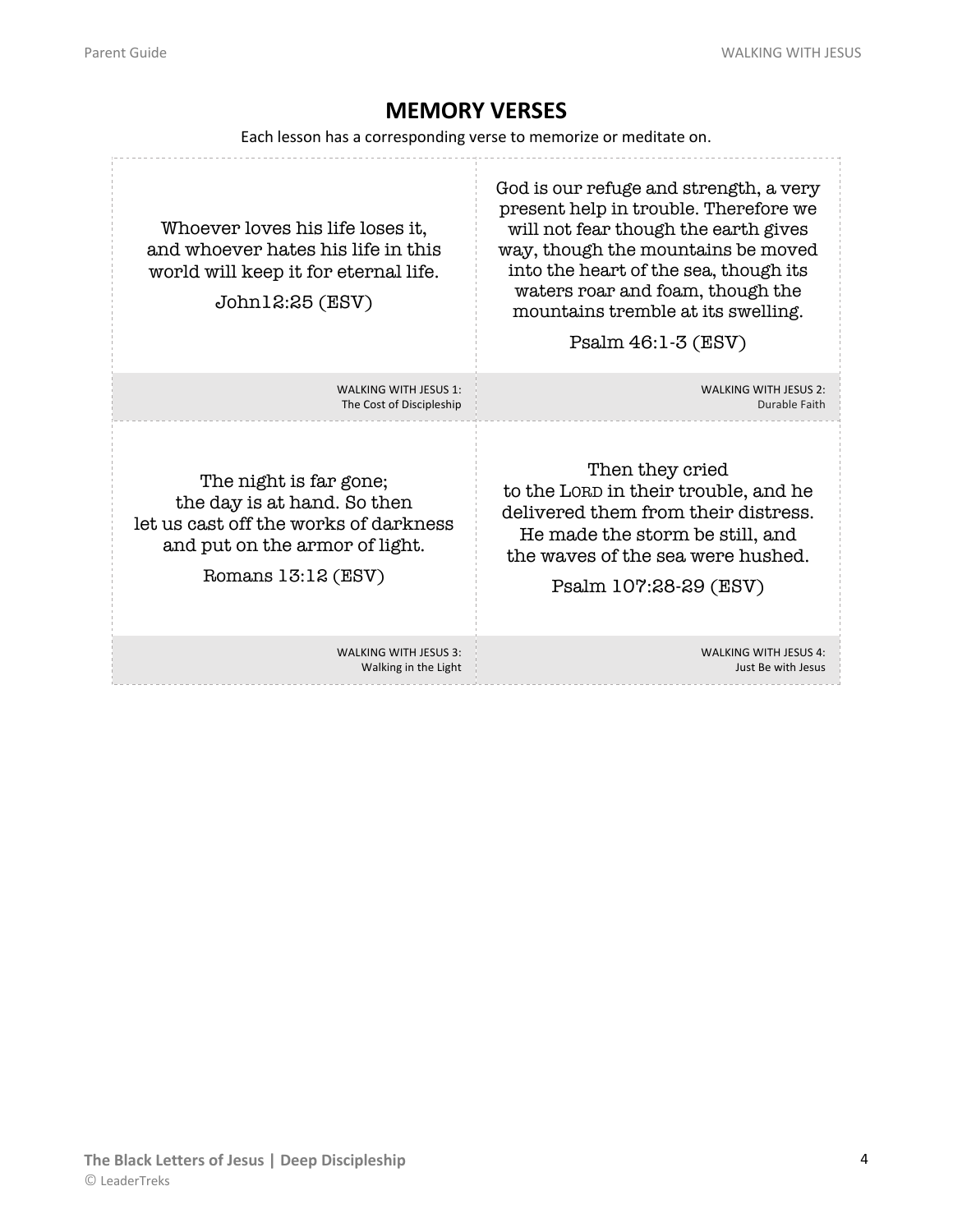# MEMORY VERSES

Each lesson has a corresponding verse to memorize or meditate on.

Whoever loves his life loses it, and whoever hates his life in this world will keep it for eternal life.

John12:25 (ESV)

WALKING WITH JESUS 1:
The Cost of Discipleship

God is our refuge and strength, a very present help in trouble. Therefore we will not fear though the earth gives way, though the mountains be moved into the heart of the sea, though its waters roar and foam, though the mountains tremble at its swelling.

Psalm 46:1-3 (ESV)

WALKING WITH JESUS 2:
Durable Faith

The night is far gone; the day is at hand. So then let us cast off the works of darkness and put on the armor of light.

Romans 13:12 (ESV)

WALKING WITH JESUS 3:
Walking in the Light

Then they cried to the LORD in their trouble, and he delivered them from their distress. He made the storm be still, and the waves of the sea were hushed.

Psalm 107:28-29 (ESV)

WALKING WITH JESUS 4:
Just Be with Jesus